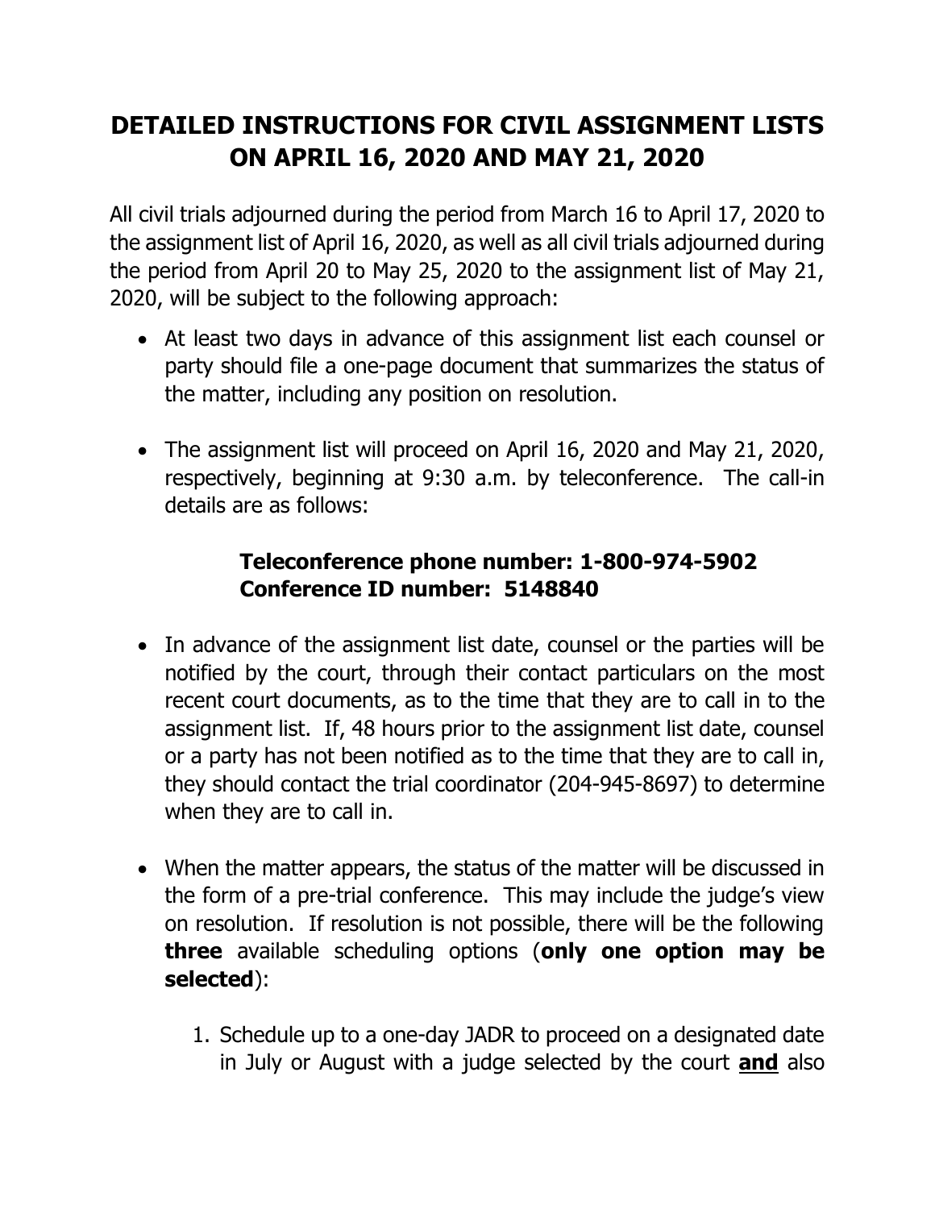# DETAILED INSTRUCTIONS FOR CIVIL ASSIGNMENT LISTS ON APRIL 16, 2020 AND MAY 21, 2020

All civil trials adjourned during the period from March 16 to April 17, 2020 to the assignment list of April 16, 2020, as well as all civil trials adjourned during the period from April 20 to May 25, 2020 to the assignment list of May 21, 2020, will be subject to the following approach:

- At least two days in advance of this assignment list each counsel or party should file a one-page document that summarizes the status of the matter, including any position on resolution.

- The assignment list will proceed on April 16, 2020 and May 21, 2020, respectively, beginning at 9:30 a.m. by teleconference. The call-in details are as follows:

  **Teleconference phone number: 1-800-974-5902**
  **Conference ID number: 5148840**

- In advance of the assignment list date, counsel or the parties will be notified by the court, through their contact particulars on the most recent court documents, as to the time that they are to call in to the assignment list. If, 48 hours prior to the assignment list date, counsel or a party has not been notified as to the time that they are to call in, they should contact the trial coordinator (204-945-8697) to determine when they are to call in.

- When the matter appears, the status of the matter will be discussed in the form of a pre-trial conference. This may include the judge's view on resolution. If resolution is not possible, there will be the following **three** available scheduling options (**only one option may be selected**):

  1. Schedule up to a one-day JADR to proceed on a designated date in July or August with a judge selected by the court **and** also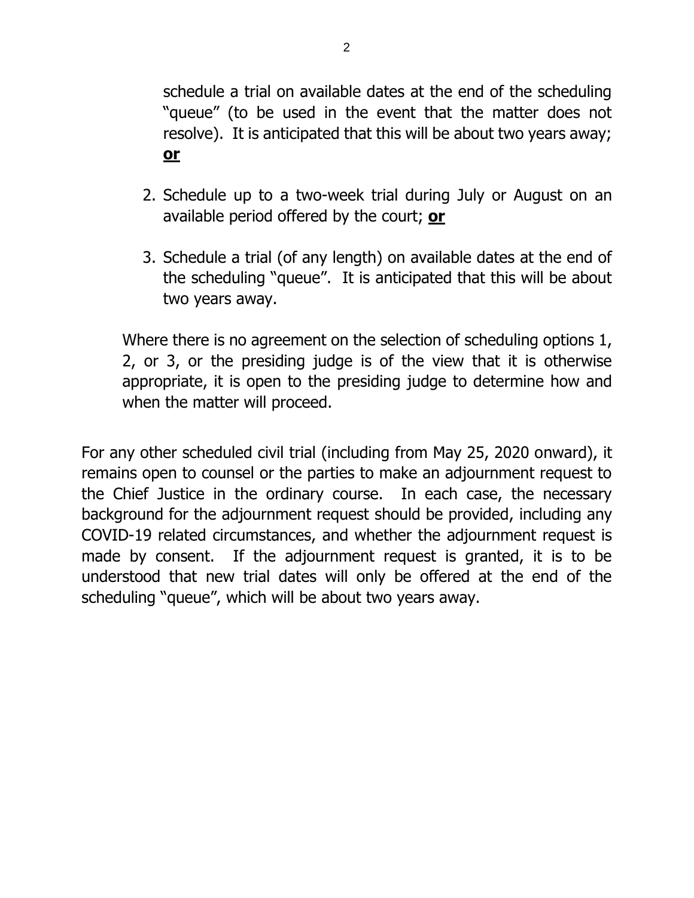schedule a trial on available dates at the end of the scheduling "queue" (to be used in the event that the matter does not resolve). It is anticipated that this will be about two years away; **or**

2. Schedule up to a two-week trial during July or August on an available period offered by the court; **or**

3. Schedule a trial (of any length) on available dates at the end of the scheduling "queue". It is anticipated that this will be about two years away.

Where there is no agreement on the selection of scheduling options 1, 2, or 3, or the presiding judge is of the view that it is otherwise appropriate, it is open to the presiding judge to determine how and when the matter will proceed.

For any other scheduled civil trial (including from May 25, 2020 onward), it remains open to counsel or the parties to make an adjournment request to the Chief Justice in the ordinary course. In each case, the necessary background for the adjournment request should be provided, including any COVID-19 related circumstances, and whether the adjournment request is made by consent. If the adjournment request is granted, it is to be understood that new trial dates will only be offered at the end of the scheduling "queue", which will be about two years away.